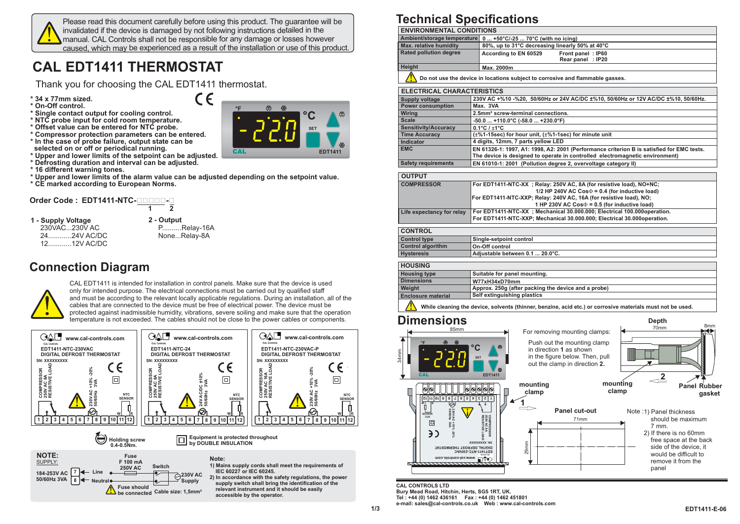Please read this document carefully before using this product. The guarantee will be invalidated if the device is damaged by not following instructions detailed in the manual. CAL Controls shall not be responsible for any damage or losses however caused, which may be experienced as a result of the installation or use of this product.

# CAL EDT1411 THERMOSTAT

Thank you for choosing the CAL EDT1411 thermostat.

* 34 x 77mm sized.
* On-Off control.
* Single contact output for cooling control.
* NTC probe input for cold room temperature.
* Offset value can be entered for NTC probe.
* Compressor protection parameters can be entered.
* In the case of probe failure, output state can be selected on or off or periodical running.
* Upper and lower limits of the setpoint can be adjusted.
* Defrosting duration and interval can be adjusted.
* 16 different warning tones.
* Upper and lower limits of the alarm value can be adjusted depending on the setpoint value.
* CE marked according to European Norms.

**Order Code : EDT1411-NTC-□□□□□-□**
(1: first field, 2: second field)

**1 - Supply Voltage**
230VAC...230V AC
24............24V AC/DC
12............12V AC/DC

**2 - Output**
P..........Relay-16A
None...Relay-8A

## Connection Diagram

CAL EDT1411 is intended for installation in control panels. Make sure that the device is used only for intended purpose. The electrical connections must be carried out by qualified staff and must be according to the relevant locally applicable regulations. During an installation, all of the cables that are connected to the device must be free of electrical power. The device must be protected against inadmissible humidity, vibrations, severe soiling and make sure that the operation temperature is not exceeded. The cables should not be close to the power cables or components.

www.cal-controls.com
EDT1411-NTC-230VAC — DIGITAL DEFROST THERMOSTAT — SN: XXXXXXXXX — COMPRESSOR 250V AC 8A RESISTIVE LOAD — 230V AC +10% -20% 50/60Hz 3VA — NTC SENSOR

EDT1411-NTC-24 — DIGITAL DEFROST THERMOSTAT — SN: XXXXXXXXX — COMPRESSOR 250V AC 8A RESISTIVE LOAD — 24V AC/DC ±10% 50/60Hz 3VA — NTC SENSOR

EDT1411-NTC-230VAC-P — DIGITAL DEFROST THERMOSTAT — SN: XXXXXXXXX — COMPRESSOR 250V AC 16A RESISTIVE LOAD — 230V AC +10% -20% 50/60Hz 3VA — NTC SENSOR

Holding screw 0.4-0.5Nm.

Equipment is protected throughout by DOUBLE INSULATION

**NOTE:**
SUPPLY:
184-253V AC 50/60Hz 3VA — 7 Line, 8 Neutral — Fuse F 100 mA 250V AC — Switch — 230V AC Supply
Fuse should be connected — Cable size: 1,5mm²

**Note:**
1) Mains supply cords shall meet the requirements of IEC 60227 or IEC 60245.
2) In accordance with the safety regulations, the power supply switch shall bring the identification of the relevant instrument and it should be easily accessible by the operator.

## Technical Specifications

| ENVIRONMENTAL CONDITIONS | |
|---|---|
| Ambient/storage temperature | 0 ... +50°C/-25 ... 70°C (with no icing) |
| Max. relative humidity | 80%, up to 31°C decreasing linearly 50% at 40°C |
| Rated pollution degree | According to EN 60529 Front panel : IP60, Rear panel : IP20 |
| Height | Max. 2000m |

Do not use the device in locations subject to corrosive and flammable gasses.

| ELECTRICAL CHARACTERISTICS | |
|---|---|
| Supply voltage | 230V AC +%10 -%20, 50/60Hz or 24V AC/DC ±%10, 50/60Hz or 12V AC/DC ±%10, 50/60Hz. |
| Power consumption | Max. 3VA |
| Wiring | 2.5mm² screw-terminal connections. |
| Scale | -50.0 ... +110.0°C (-58.0 ... +230.0°F) |
| Sensitivity/Accuracy | 0.1°C / ±1°C |
| Time Accuracy | (±%1-15sec) for hour unit, (±%1-1sec) for minute unit |
| Indicator | 4 digits, 12mm, 7 parts yellow LED |
| EMC | EN 61326-1: 1997, A1: 1998, A2: 2001 (Performance criterion B is satisfied for EMC tests. The device is designed to operate in controlled electromagnetic environment) |
| Safety requirements | EN 61010-1: 2001 (Pollution degree 2, overvoltage category II) |

| OUTPUT | |
|---|---|
| COMPRESSOR | For EDT1411-NTC-XX ; Relay: 250V AC, 8A (for resistive load), NO+NC; 1/2 HP 240V AC CosΦ = 0.4 (for inductive load). For EDT1411-NTC-XXP; Relay: 240V AC, 16A (for resistive load), NO; 1 HP 230V AC CosΦ = 0.5 (for inductive load) |
| Life expectancy for relay | For EDT1411-NTC-XX ; Mechanical 30.000.000; Electrical 100.000operation. For EDT1411-NTC-XXP; Mechanical 30.000.000; Electrical 30.000operation. |

| CONTROL | |
|---|---|
| Control type | Single-setpoint control |
| Control algorithm | On-Off control |
| Hysteresis | Adjustable between 0.1 ... 20.0°C. |

| HOUSING | |
|---|---|
| Housing type | Suitable for panel mounting. |
| Dimensions | W77xH34xD70mm |
| Weight | Approx. 250g (after packing the device and a probe) |
| Enclosure material | Self extinguishing plastics |

While cleaning the device, solvents (thinner, benzine, acid etc.) or corrosive materials must not be used.

## Dimensions

85mm, 34mm, Depth 70mm, 8mm, mounting clamp, Panel Rubber gasket

For removing mounting clamps:

Push out the mounting clamp in direction **1** as shown in the figure below. Then, pull out the clamp in direction **2.**

**Panel cut-out**: 71mm x 29mm

Note :1) Panel thickness should be maximum 7 mm.
2) If there is no 60mm free space at the back side of the device, it would be difficult to remove it from the panel

**CAL CONTROLS LTD**
Bury Mead Road, Hitchin, Herts, SG5 1RT, UK.
Tel : +44 (0) 1462 436161 Fax : +44 (0) 1462 451801
e-mail: sales@cal-controls.co.uk Web : www.cal-controls.com

EDT1411-E-06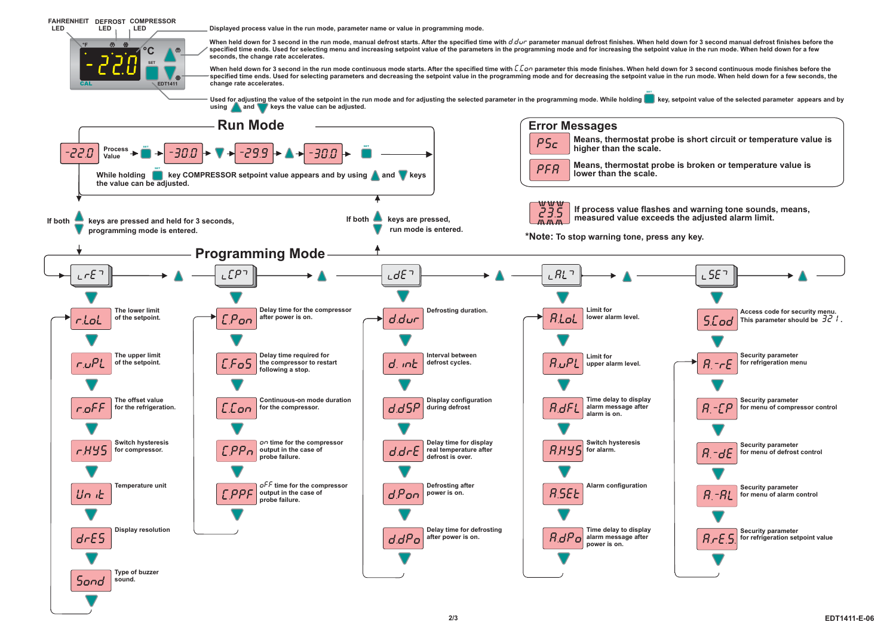FAHRENHEIT LED — DEFROST LED — COMPRESSOR LED

- Displayed process value in the run mode, parameter name or value in programming mode.
- When held down for 3 second in the run mode, manual defrost starts. After the specified time with d.dur parameter manual defrost finishes. When held down for 3 second manual defrost finishes before the specified time ends. Used for selecting menu and increasing setpoint value of the parameters in the programming mode and for increasing the setpoint value in the run mode. When held down for a few seconds, the change rate accelerates.
- When held down for 3 second in the run mode continuous mode starts. After the specified time with C.Con parameter this mode finishes. When held down for 3 second continuous mode finishes before the specified time ends. Used for selecting parameters and decreasing the setpoint value in the programming mode and for decreasing the setpoint value in the run mode. When held down for a few seconds, the change rate accelerates.
- Used for adjusting the value of the setpoint in the run mode and for adjusting the selected parameter in the programming mode. While holding SET key, setpoint value of the selected parameter appears and by using ▲ and ▼ keys the value can be adjusted.

## Run Mode

-22.0 Process Value → SET → -30.0 → ▼ → -29.9 → ▲ → -30.0 → SET

While holding SET key COMPRESSOR setpoint value appears and by using ▲ and ▼ keys the value can be adjusted.

If both ▲▼ keys are pressed and held for 3 seconds, programming mode is entered.

If both ▲▼ keys are pressed, run mode is entered.

## Error Messages

| | |
|---|---|
| PSc | Means, thermostat probe is short circuit or temperature value is higher than the scale. |
| PFA | Means, thermostat probe is broken or temperature value is lower than the scale. |

23.5 (flashing): If process value flashes and warning tone sounds, means, measured value exceeds the adjusted alarm limit.

***Note:** To stop warning tone, press any key.

## Programming Mode

### rEF

- **r.LoL** — The lower limit of the setpoint.
- **r.uPL** — The upper limit of the setpoint.
- **r.oFF** — The offset value for the refrigeration.
- **r.HYS** — Switch hysteresis for compressor.
- **Unit** — Temperature unit
- **drES** — Display resolution
- **Sond** — Type of buzzer sound.

### CP

- **C.Pon** — Delay time for the compressor after power is on.
- **C.FoS** — Delay time required for the compressor to restart following a stop.
- **C.Con** — Continuous-on mode duration for the compressor.
- **C.PPn** — *on* time for the compressor output in the case of probe failure.
- **C.PPF** — *oFF* time for the compressor output in the case of probe failure.

### dE

- **d.dur** — Defrosting duration.
- **d.int** — Interval between defrost cycles.
- **d.dSP** — Display configuration during defrost
- **d.drE** — Delay time for display real temperature after defrost is over.
- **d.Pon** — Defrosting after power is on.
- **d.dPo** — Delay time for defrosting after power is on.

### AL

- **A.LoL** — Limit for lower alarm level.
- **A.uPL** — Limit for upper alarm level.
- **A.dFL** — Time delay to display alarm message after alarm is on.
- **A.HYS** — Switch hysteresis for alarm.
- **A.SEt** — Alarm configuration
- **A.dPo** — Time delay to display alarm message after power is on.

### SE

- **S.Cod** — Access code for security menu. This parameter should be 321.
- **A.-rE** — Security parameter for refrigeration menu
- **A.-CP** — Security parameter for menu of compressor control
- **A.-dE** — Security parameter for menu of defrost control
- **A.-AL** — Security parameter for menu of alarm control
- **A.rES** — Security parameter for refrigeration setpoint value

EDT1411-E-06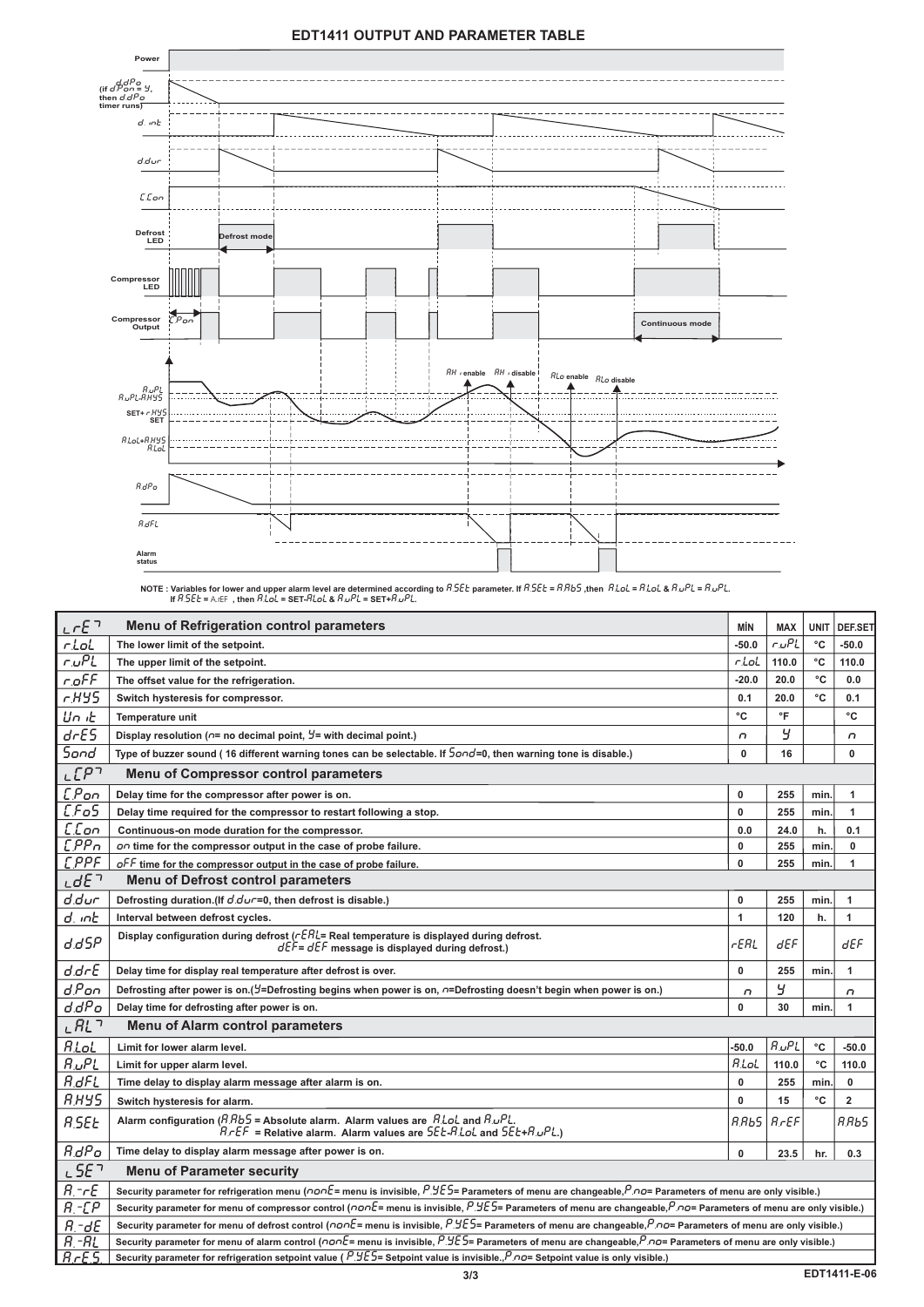# EDT1411 OUTPUT AND PARAMETER TABLE

Power

(if dPon = y, then ddPo timer runs)

d. int

d.dur

C.Con

Defrost LED

Defrost mode

Compressor LED

Compressor Output

CPon

Continuous mode

AH i enable

AH i disable

ALo enable

ALo disable

A.uPL

A.uPL-A.HYS

SET+r.HYS

SET

A.LoL+A.HYS

A.LoL

AdPo

A.dFL

Alarm status

NOTE : Variables for lower and upper alarm level are determined according to A.SEt parameter. If A.SEt = A.AbS ,then A.LoL = A.LoL & A.uPL = A.uPL.
If A.SEt = A.rEF , then A.LoL = SET-A.LoL & A.uPL = SET+A.uPL.

| | | MİN | MAX | UNIT | DEF.SET |
|---|---|---|---|---|---|
| **rEt** | **Menu of Refrigeration control parameters** | | | | |
| r.LoL | The lower limit of the setpoint. | -50.0 | r.uPL | °C | -50.0 |
| r.uPL | The upper limit of the setpoint. | r.LoL | 110.0 | °C | 110.0 |
| r.oFF | The offset value for the refrigeration. | -20.0 | 20.0 | °C | 0.0 |
| r.HYS | Switch hysteresis for compressor. | 0.1 | 20.0 | °C | 0.1 |
| Unit | Temperature unit | °C | °F | | °C |
| drES | Display resolution (n= no decimal point, y= with decimal point.) | n | y | | n |
| Sond | Type of buzzer sound ( 16 different warning tones can be selectable. If Sond=0, then warning tone is disable.) | 0 | 16 | | 0 |
| **CP** | **Menu of Compressor control parameters** | | | | |
| CPon | Delay time for the compressor after power is on. | 0 | 255 | min. | 1 |
| CFoS | Delay time required for the compressor to restart following a stop. | 0 | 255 | min. | 1 |
| CCon | Continuous-on mode duration for the compressor. | 0.0 | 24.0 | h. | 0.1 |
| CPPn | on time for the compressor output in the case of probe failure. | 0 | 255 | min. | 0 |
| CPPF | oFF time for the compressor output in the case of probe failure. | 0 | 255 | min. | 1 |
| **dE** | **Menu of Defrost control parameters** | | | | |
| ddur | Defrosting duration.(If ddur=0, then defrost is disable.) | 0 | 255 | min. | 1 |
| d. int | Interval between defrost cycles. | 1 | 120 | h. | 1 |
| ddSP | Display configuration during defrost (rEAL= Real temperature is displayed during defrost. dEF= dEF message is displayed during defrost.) | rEAL | dEF | | dEF |
| ddrE | Delay time for display real temperature after defrost is over. | 0 | 255 | min. | 1 |
| dPon | Defrosting after power is on.(y=Defrosting begins when power is on, n=Defrosting doesn't begin when power is on.) | n | y | | n |
| ddPo | Delay time for defrosting after power is on. | 0 | 30 | min. | 1 |
| **AL** | **Menu of Alarm control parameters** | | | | |
| A.LoL | Limit for lower alarm level. | -50.0 | A.uPL | °C | -50.0 |
| A.uPL | Limit for upper alarm level. | A.LoL | 110.0 | °C | 110.0 |
| A.dFL | Time delay to display alarm message after alarm is on. | 0 | 255 | min. | 0 |
| A.HYS | Switch hysteresis for alarm. | 0 | 15 | °C | 2 |
| A.SEt | Alarm configuration (A.AbS = Absolute alarm. Alarm values are A.LoL and A.uPL. A.rEF = Relative alarm. Alarm values are SEt-A.LoL and SEt+A.uPL.) | A.AbS | A.rEF | | A.AbS |
| AdPo | Time delay to display alarm message after power is on. | 0 | 23.5 | hr. | 0.3 |
| **SE** | **Menu of Parameter security** | | | | |
| A.-rE | Security parameter for refrigeration menu (nonE= menu is invisible, P.YES= Parameters of menu are changeable,P.no= Parameters of menu are only visible.) | | | | |
| A.-CP | Security parameter for menu of compressor control (nonE= menu is invisible, P.YES= Parameters of menu are changeable,P.no= Parameters of menu are only visible.) | | | | |
| A.-dE | Security parameter for menu of defrost control (nonE= menu is invisible, P.YES= Parameters of menu are changeable,P.no= Parameters of menu are only visible.) | | | | |
| A.-AL | Security parameter for menu of alarm control (nonE= menu is invisible, P.YES= Parameters of menu are changeable,P.no= Parameters of menu are only visible.) | | | | |
| A.rES | Security parameter for refrigeration setpoint value ( P.YES= Setpoint value is invisible.,P.no= Setpoint value is only visible.) | | | | |

EDT1411-E-06